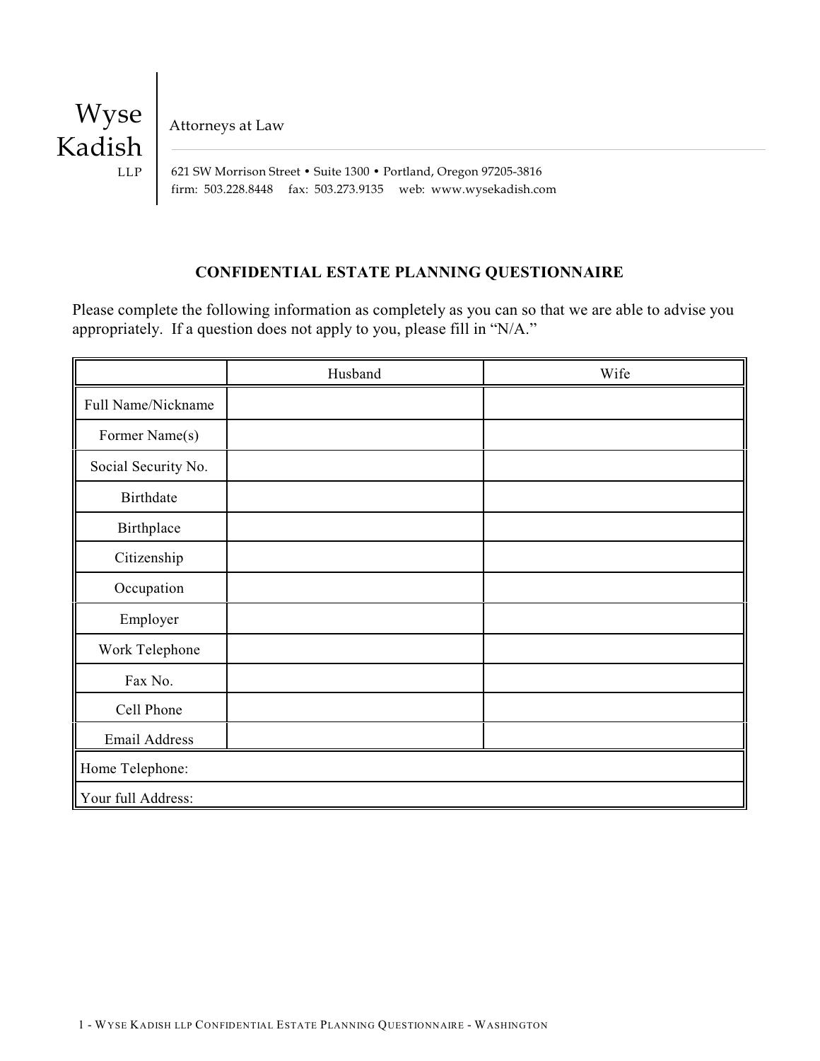Wyse Kadish LLP

Attorneys at Law

621 SW Morrison Street • Suite 1300 • Portland, Oregon 97205-3816
firm: 503.228.8448 fax: 503.273.9135 web: www.wysekadish.com

## CONFIDENTIAL ESTATE PLANNING QUESTIONNAIRE

Please complete the following information as completely as you can so that we are able to advise you appropriately. If a question does not apply to you, please fill in "N/A."

| | Husband | Wife |
|---|---|---|
| Full Name/Nickname | | |
| Former Name(s) | | |
| Social Security No. | | |
| Birthdate | | |
| Birthplace | | |
| Citizenship | | |
| Occupation | | |
| Employer | | |
| Work Telephone | | |
| Fax No. | | |
| Cell Phone | | |
| Email Address | | |
| Home Telephone: | | |
| Your full Address: | | |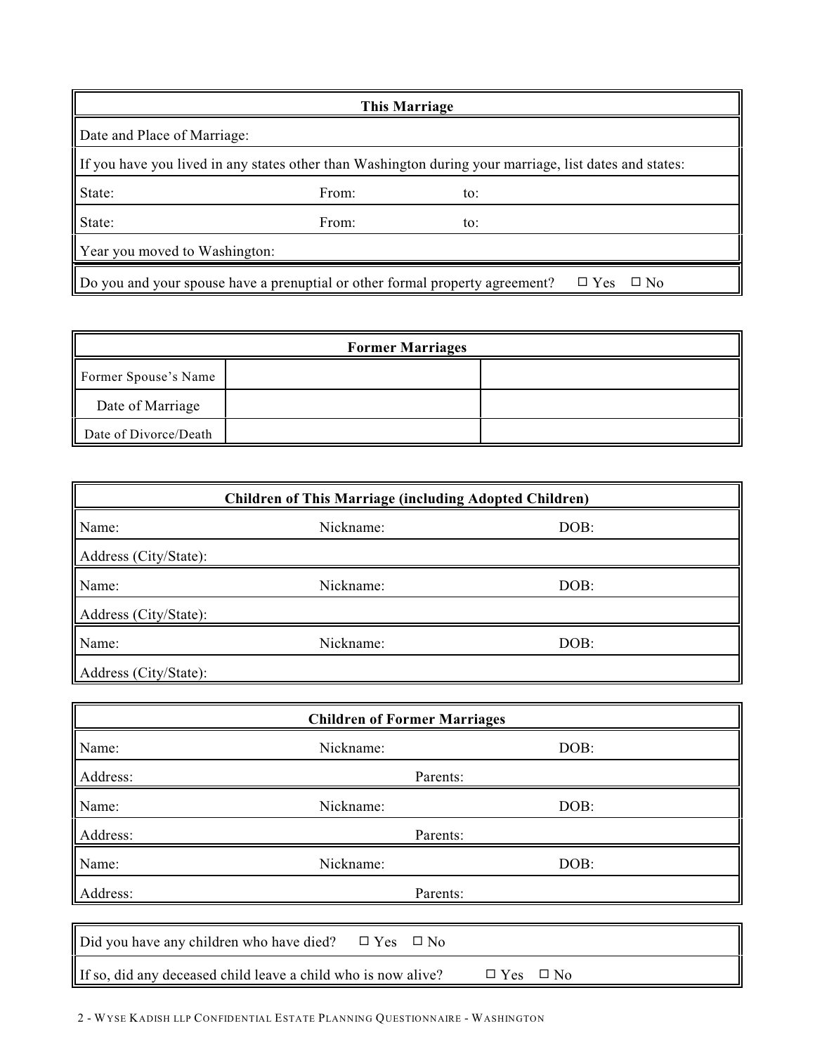| This Marriage | | |
|---|---|---|
| Date and Place of Marriage: | | |
| If you have you lived in any states other than Washington during your marriage, list dates and states: | | |
| State: | From: | to: |
| State: | From: | to: |
| Year you moved to Washington: | | |
| Do you and your spouse have a prenuptial or other formal property agreement? ☐ Yes ☐ No | | |

| Former Marriages | | |
|---|---|---|
| Former Spouse's Name | | |
| Date of Marriage | | |
| Date of Divorce/Death | | |

| Children of This Marriage (including Adopted Children) | | |
|---|---|---|
| Name: | Nickname: | DOB: |
| Address (City/State): | | |
| Name: | Nickname: | DOB: |
| Address (City/State): | | |
| Name: | Nickname: | DOB: |
| Address (City/State): | | |

| Children of Former Marriages | | |
|---|---|---|
| Name: | Nickname: | DOB: |
| Address: | Parents: | |
| Name: | Nickname: | DOB: |
| Address: | Parents: | |
| Name: | Nickname: | DOB: |
| Address: | Parents: | |

Did you have any children who have died? ☐ Yes ☐ No

If so, did any deceased child leave a child who is now alive? ☐ Yes ☐ No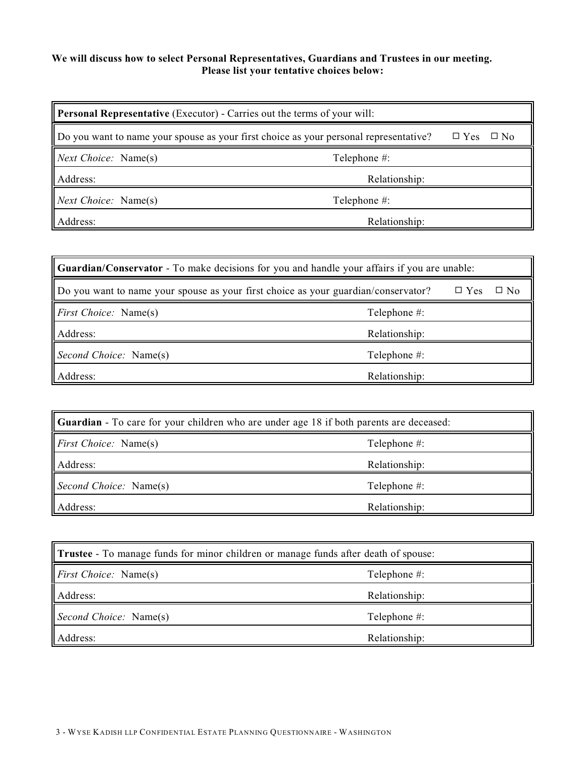**We will discuss how to select Personal Representatives, Guardians and Trustees in our meeting. Please list your tentative choices below:**

| **Personal Representative** (Executor) - Carries out the terms of your will: | |
|---|---|
| Do you want to name your spouse as your first choice as your personal representative? | ☐ Yes ☐ No |
| *Next Choice:* Name(s) | Telephone #: |
| Address: | Relationship: |
| *Next Choice:* Name(s) | Telephone #: |
| Address: | Relationship: |

| **Guardian/Conservator** - To make decisions for you and handle your affairs if you are unable: | |
|---|---|
| Do you want to name your spouse as your first choice as your guardian/conservator? | ☐ Yes ☐ No |
| *First Choice:* Name(s) | Telephone #: |
| Address: | Relationship: |
| *Second Choice:* Name(s) | Telephone #: |
| Address: | Relationship: |

| **Guardian** - To care for your children who are under age 18 if both parents are deceased: | |
|---|---|
| *First Choice:* Name(s) | Telephone #: |
| Address: | Relationship: |
| *Second Choice:* Name(s) | Telephone #: |
| Address: | Relationship: |

| **Trustee** - To manage funds for minor children or manage funds after death of spouse: | |
|---|---|
| *First Choice:* Name(s) | Telephone #: |
| Address: | Relationship: |
| *Second Choice:* Name(s) | Telephone #: |
| Address: | Relationship: |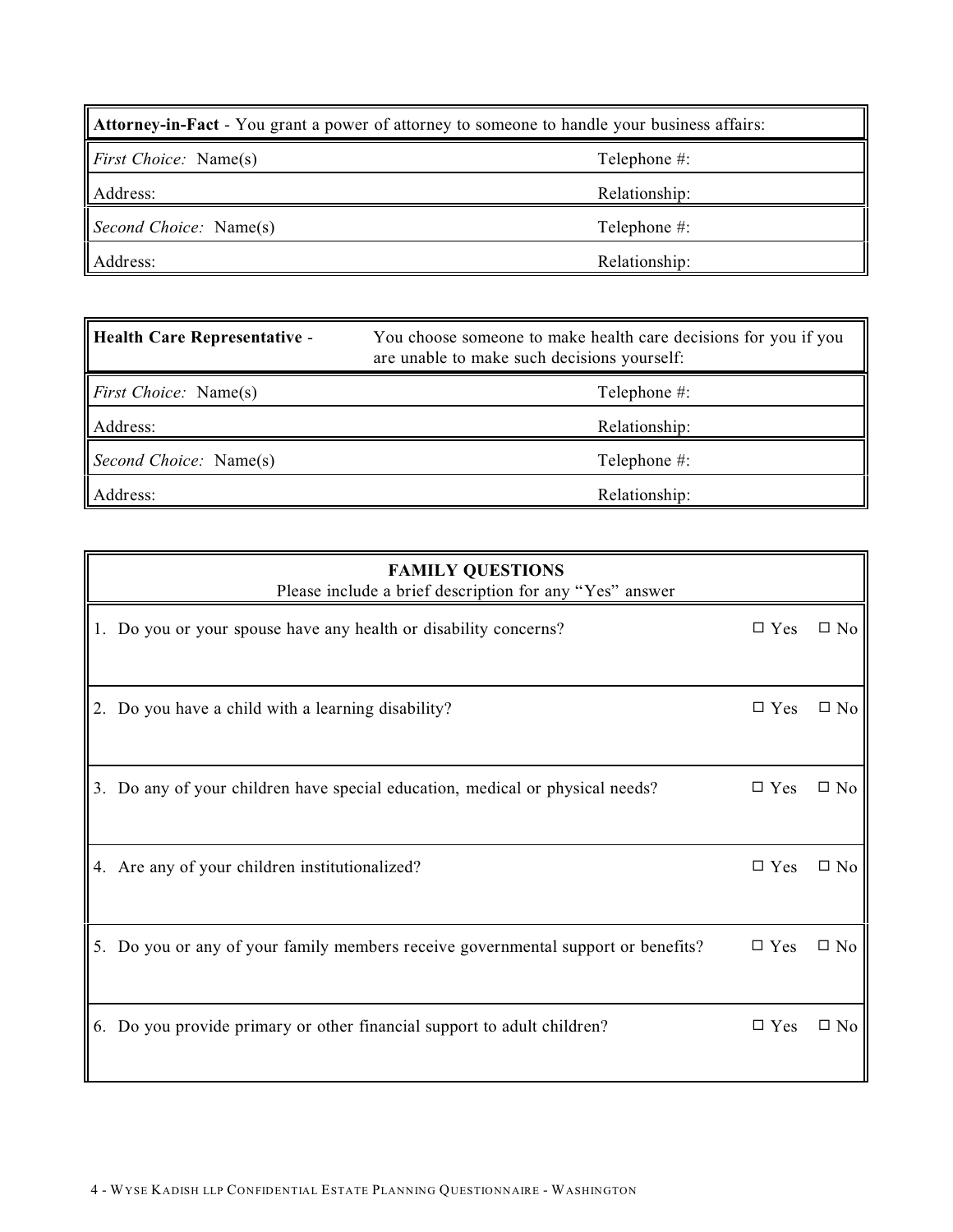| **Attorney-in-Fact** - You grant a power of attorney to someone to handle your business affairs: | |
|---|---|
| *First Choice:* Name(s) | Telephone #: |
| Address: | Relationship: |
| *Second Choice:* Name(s) | Telephone #: |
| Address: | Relationship: |

| **Health Care Representative** - | You choose someone to make health care decisions for you if you are unable to make such decisions yourself: |
|---|---|
| *First Choice:* Name(s) | Telephone #: |
| Address: | Relationship: |
| *Second Choice:* Name(s) | Telephone #: |
| Address: | Relationship: |

| **FAMILY QUESTIONS**<br>Please include a brief description for any "Yes" answer | | |
|---|---|---|
| 1. Do you or your spouse have any health or disability concerns? | ☐ Yes | ☐ No |
| 2. Do you have a child with a learning disability? | ☐ Yes | ☐ No |
| 3. Do any of your children have special education, medical or physical needs? | ☐ Yes | ☐ No |
| 4. Are any of your children institutionalized? | ☐ Yes | ☐ No |
| 5. Do you or any of your family members receive governmental support or benefits? | ☐ Yes | ☐ No |
| 6. Do you provide primary or other financial support to adult children? | ☐ Yes | ☐ No |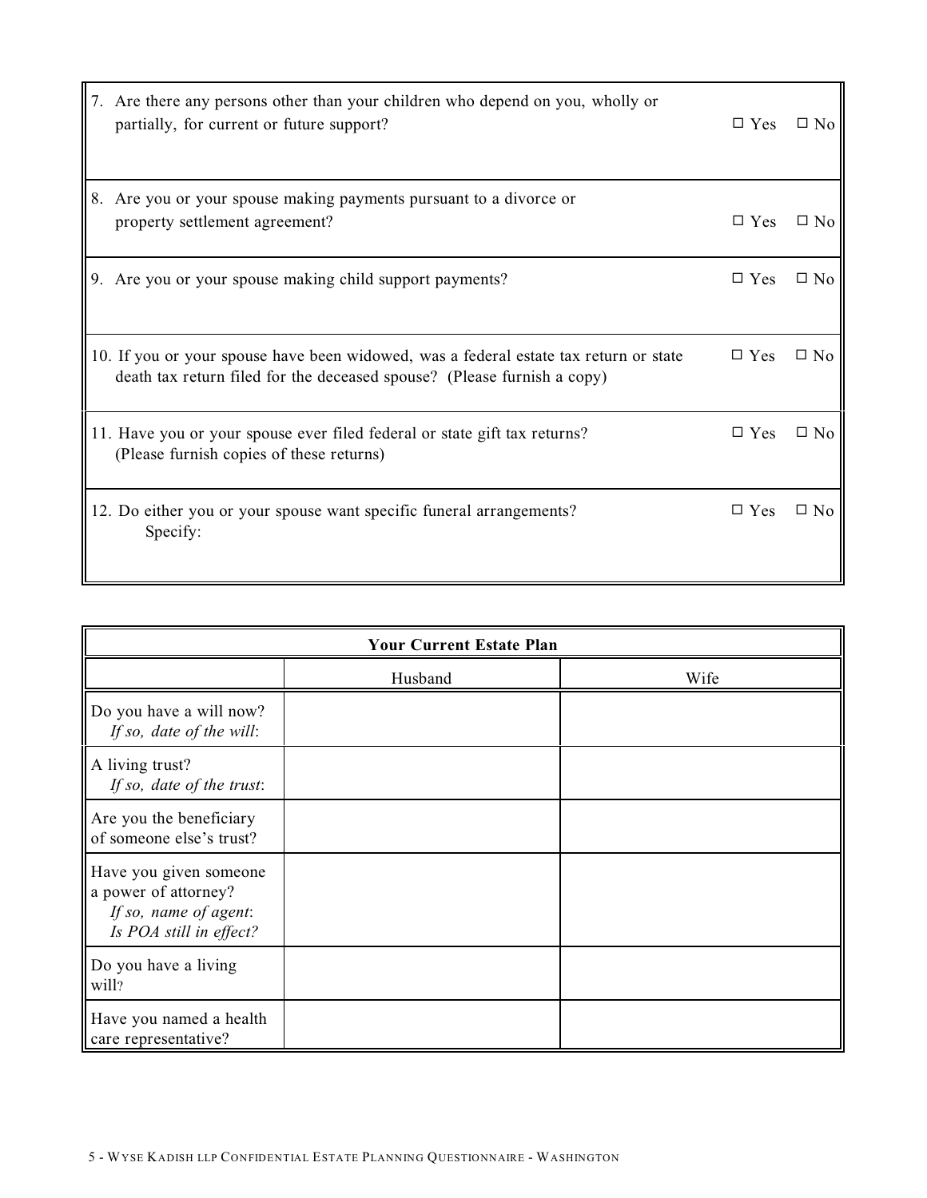| | | |
|---|---|---|
| 7. Are there any persons other than your children who depend on you, wholly or partially, for current or future support? | ☐ Yes | ☐ No |
| 8. Are you or your spouse making payments pursuant to a divorce or property settlement agreement? | ☐ Yes | ☐ No |
| 9. Are you or your spouse making child support payments? | ☐ Yes | ☐ No |
| 10. If you or your spouse have been widowed, was a federal estate tax return or state death tax return filed for the deceased spouse? (Please furnish a copy) | ☐ Yes | ☐ No |
| 11. Have you or your spouse ever filed federal or state gift tax returns? (Please furnish copies of these returns) | ☐ Yes | ☐ No |
| 12. Do either you or your spouse want specific funeral arrangements? Specify: | ☐ Yes | ☐ No |

| **Your Current Estate Plan** | | |
|---|---|---|
| | Husband | Wife |
| Do you have a will now? *If so, date of the will*: | | |
| A living trust? *If so, date of the trust*: | | |
| Are you the beneficiary of someone else's trust? | | |
| Have you given someone a power of attorney? *If so, name of agent*: *Is POA still in effect?* | | |
| Do you have a living will? | | |
| Have you named a health care representative? | | |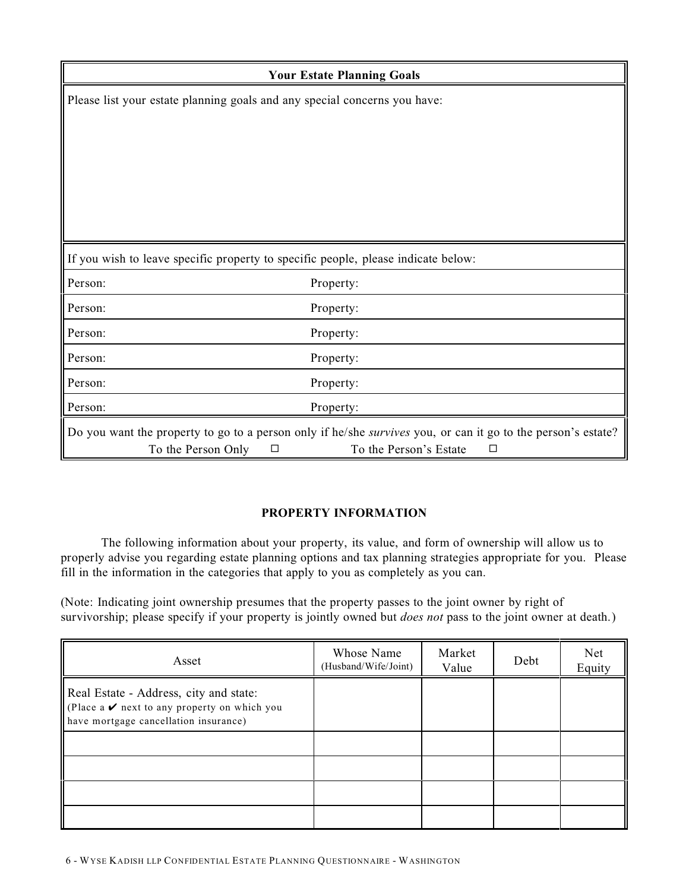| Your Estate Planning Goals |
|---|
| Please list your estate planning goals and any special concerns you have: |

If you wish to leave specific property to specific people, please indicate below:

| Person: | Property: |
|---|---|
| Person: | Property: |
| Person: | Property: |
| Person: | Property: |
| Person: | Property: |
| Person: | Property: |

Do you want the property to go to a person only if he/she *survives* you, or can it go to the person's estate?

To the Person Only ☐ To the Person's Estate ☐

**PROPERTY INFORMATION**

The following information about your property, its value, and form of ownership will allow us to properly advise you regarding estate planning options and tax planning strategies appropriate for you. Please fill in the information in the categories that apply to you as completely as you can.

(Note: Indicating joint ownership presumes that the property passes to the joint owner by right of survivorship; please specify if your property is jointly owned but *does not* pass to the joint owner at death.)

| Asset | Whose Name (Husband/Wife/Joint) | Market Value | Debt | Net Equity |
|---|---|---|---|---|
| Real Estate - Address, city and state: (Place a ✔ next to any property on which you have mortgage cancellation insurance) | | | | |
| | | | | |
| | | | | |
| | | | | |
| | | | | |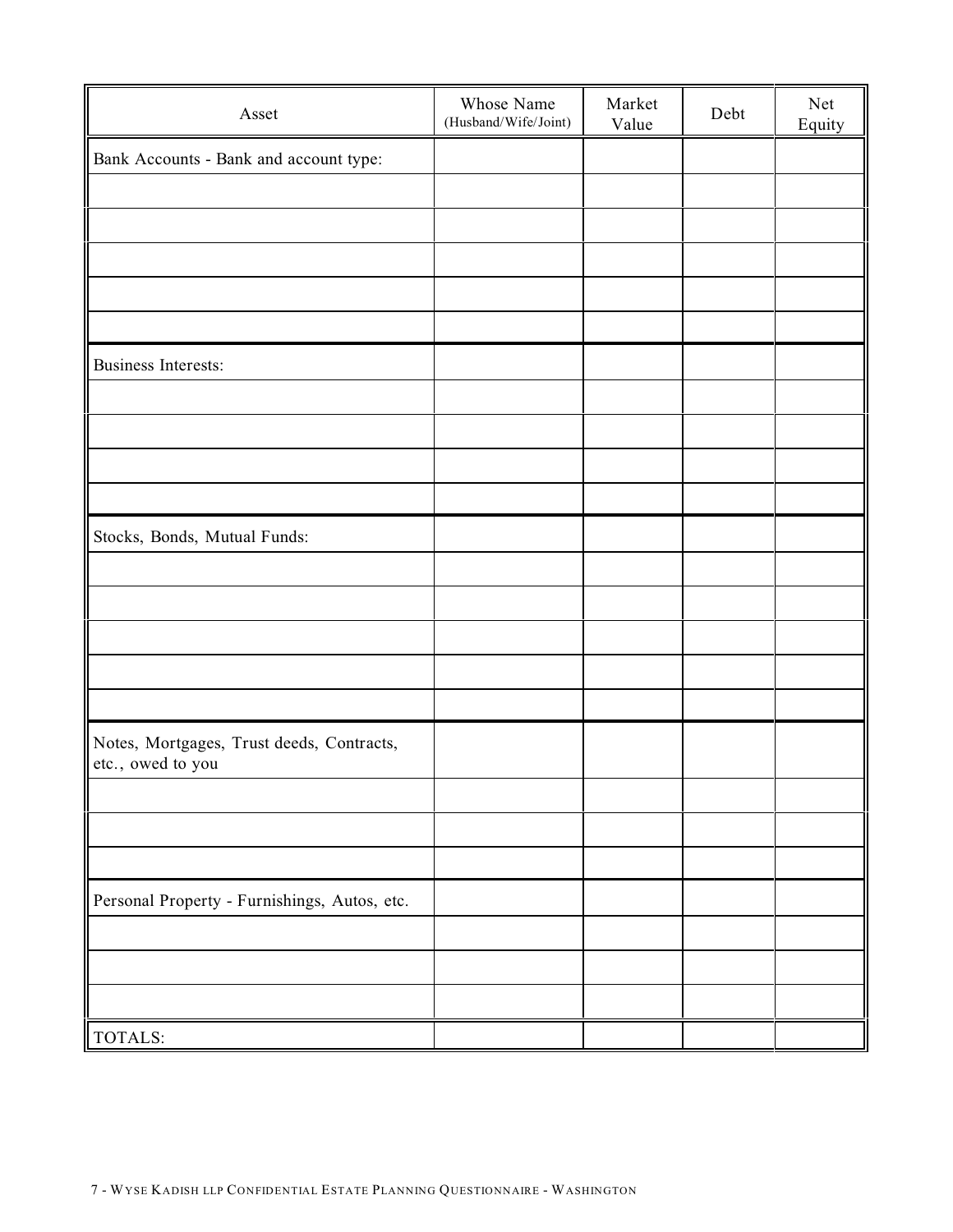| Asset | Whose Name (Husband/Wife/Joint) | Market Value | Debt | Net Equity |
| --- | --- | --- | --- | --- |
| Bank Accounts - Bank and account type: | | | | |
| | | | | |
| | | | | |
| | | | | |
| | | | | |
| | | | | |
| Business Interests: | | | | |
| | | | | |
| | | | | |
| | | | | |
| | | | | |
| Stocks, Bonds, Mutual Funds: | | | | |
| | | | | |
| | | | | |
| | | | | |
| | | | | |
| | | | | |
| Notes, Mortgages, Trust deeds, Contracts, etc., owed to you | | | | |
| | | | | |
| | | | | |
| | | | | |
| Personal Property - Furnishings, Autos, etc. | | | | |
| | | | | |
| | | | | |
| | | | | |
| TOTALS: | | | | |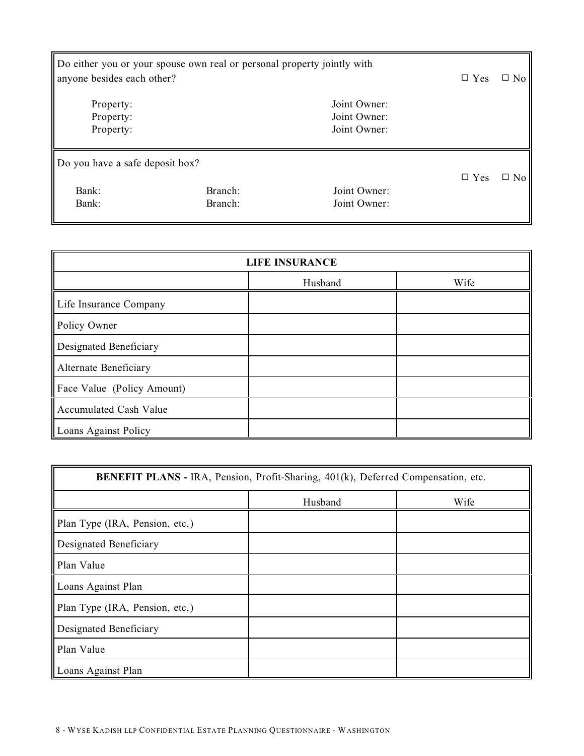Do either you or your spouse own real or personal property jointly with anyone besides each other? ☐ Yes ☐ No

Property: Joint Owner:
Property: Joint Owner:
Property: Joint Owner:

Do you have a safe deposit box? ☐ Yes ☐ No

Bank: Branch: Joint Owner:
Bank: Branch: Joint Owner:

| **LIFE INSURANCE** | | |
|---|---|---|
| | Husband | Wife |
| Life Insurance Company | | |
| Policy Owner | | |
| Designated Beneficiary | | |
| Alternate Beneficiary | | |
| Face Value (Policy Amount) | | |
| Accumulated Cash Value | | |
| Loans Against Policy | | |

| **BENEFIT PLANS -** IRA, Pension, Profit-Sharing, 401(k), Deferred Compensation, etc. | | |
|---|---|---|
| | Husband | Wife |
| Plan Type (IRA, Pension, etc,) | | |
| Designated Beneficiary | | |
| Plan Value | | |
| Loans Against Plan | | |
| Plan Type (IRA, Pension, etc,) | | |
| Designated Beneficiary | | |
| Plan Value | | |
| Loans Against Plan | | |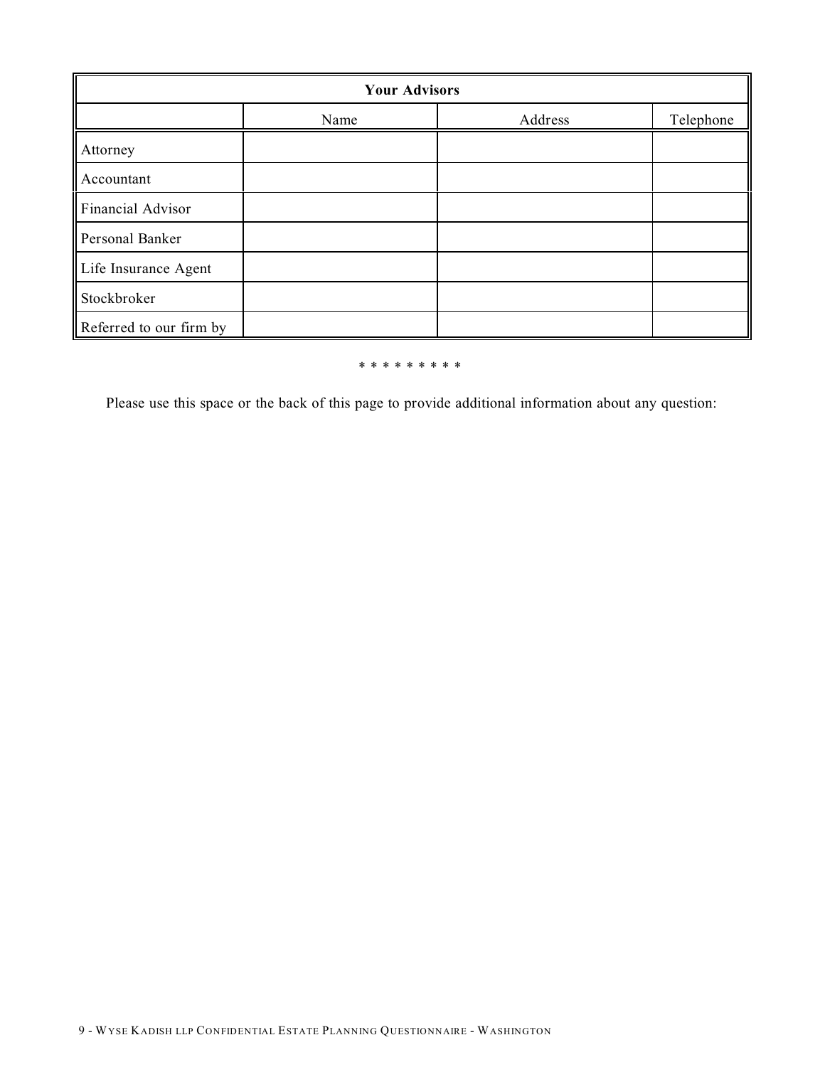| Your Advisors | | | |
|---|---|---|---|
| | Name | Address | Telephone |
| Attorney | | | |
| Accountant | | | |
| Financial Advisor | | | |
| Personal Banker | | | |
| Life Insurance Agent | | | |
| Stockbroker | | | |
| Referred to our firm by | | | |

* * * * * * * * *

Please use this space or the back of this page to provide additional information about any question: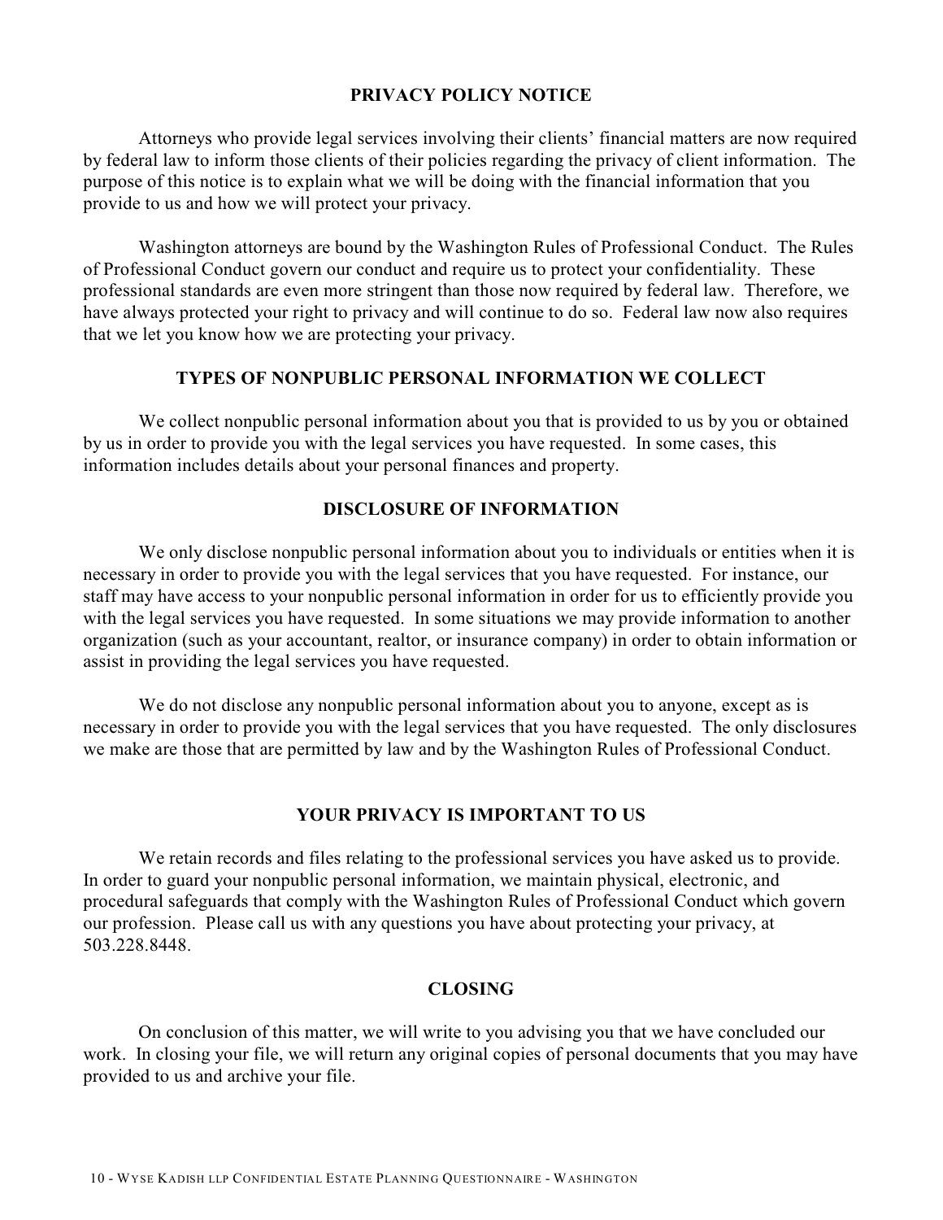## PRIVACY POLICY NOTICE

Attorneys who provide legal services involving their clients' financial matters are now required by federal law to inform those clients of their policies regarding the privacy of client information. The purpose of this notice is to explain what we will be doing with the financial information that you provide to us and how we will protect your privacy.

Washington attorneys are bound by the Washington Rules of Professional Conduct. The Rules of Professional Conduct govern our conduct and require us to protect your confidentiality. These professional standards are even more stringent than those now required by federal law. Therefore, we have always protected your right to privacy and will continue to do so. Federal law now also requires that we let you know how we are protecting your privacy.

## TYPES OF NONPUBLIC PERSONAL INFORMATION WE COLLECT

We collect nonpublic personal information about you that is provided to us by you or obtained by us in order to provide you with the legal services you have requested. In some cases, this information includes details about your personal finances and property.

## DISCLOSURE OF INFORMATION

We only disclose nonpublic personal information about you to individuals or entities when it is necessary in order to provide you with the legal services that you have requested. For instance, our staff may have access to your nonpublic personal information in order for us to efficiently provide you with the legal services you have requested. In some situations we may provide information to another organization (such as your accountant, realtor, or insurance company) in order to obtain information or assist in providing the legal services you have requested.

We do not disclose any nonpublic personal information about you to anyone, except as is necessary in order to provide you with the legal services that you have requested. The only disclosures we make are those that are permitted by law and by the Washington Rules of Professional Conduct.

## YOUR PRIVACY IS IMPORTANT TO US

We retain records and files relating to the professional services you have asked us to provide. In order to guard your nonpublic personal information, we maintain physical, electronic, and procedural safeguards that comply with the Washington Rules of Professional Conduct which govern our profession. Please call us with any questions you have about protecting your privacy, at 503.228.8448.

## CLOSING

On conclusion of this matter, we will write to you advising you that we have concluded our work. In closing your file, we will return any original copies of personal documents that you may have provided to us and archive your file.